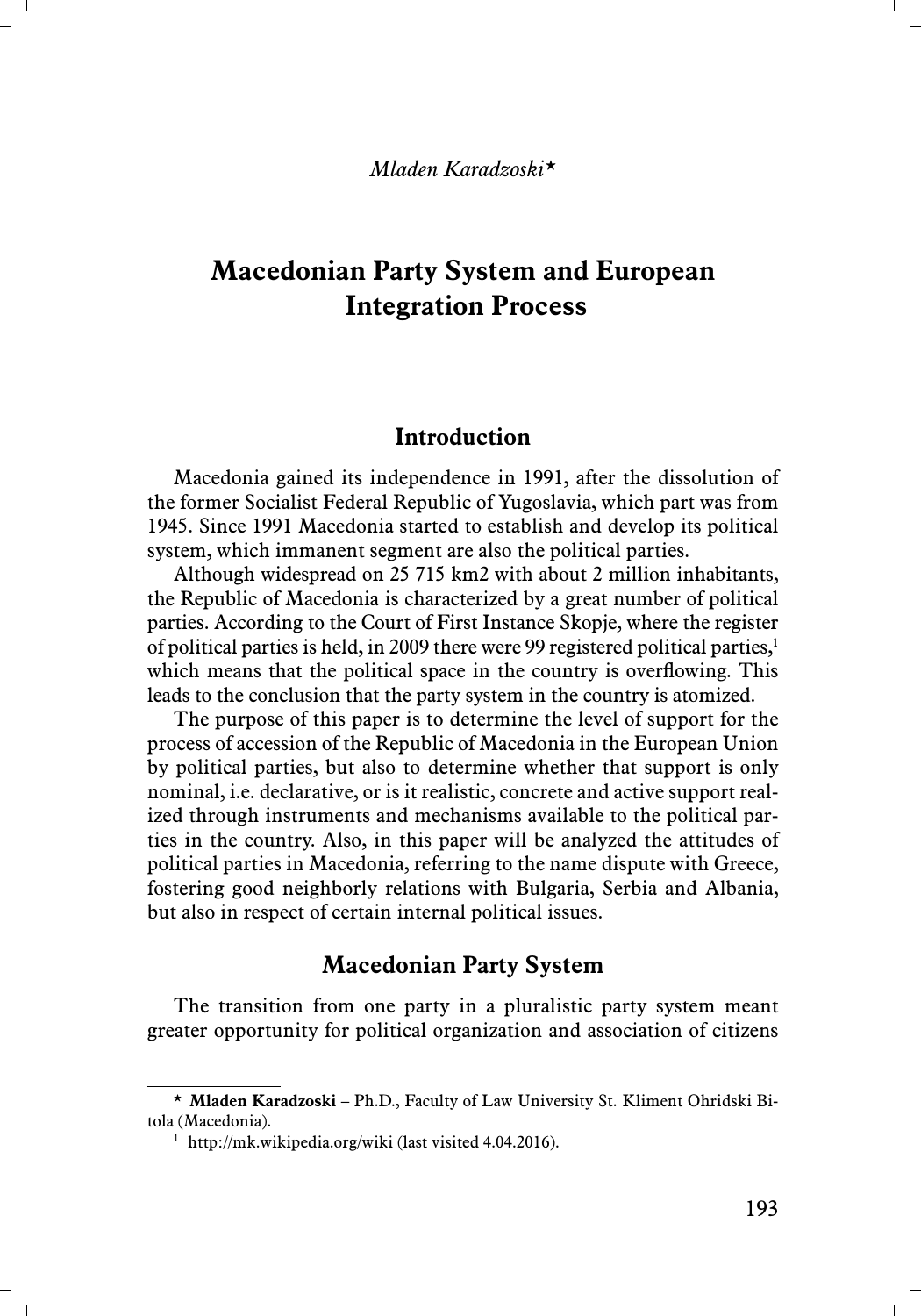*Mladen Karadzoski*[*]

# Macedonian Party System and European Integration Process

## Introduction

Macedonia gained its independence in 1991, after the dissolution of the former Socialist Federal Republic of Yugoslavia, which part was from 1945. Since 1991 Macedonia started to establish and develop its political system, which immanent segment are also the political parties.

Although widespread on 25 715 km2 with about 2 million inhabitants, the Republic of Macedonia is characterized by a great number of political parties. According to the Court of First Instance Skopje, where the register of political parties is held, in 2009 there were 99 registered political parties,[1] which means that the political space in the country is overflowing. This leads to the conclusion that the party system in the country is atomized.

The purpose of this paper is to determine the level of support for the process of accession of the Republic of Macedonia in the European Union by political parties, but also to determine whether that support is only nominal, i.e. declarative, or is it realistic, concrete and active support realized through instruments and mechanisms available to the political parties in the country. Also, in this paper will be analyzed the attitudes of political parties in Macedonia, referring to the name dispute with Greece, fostering good neighborly relations with Bulgaria, Serbia and Albania, but also in respect of certain internal political issues.

## Macedonian Party System

The transition from one party in a pluralistic party system meant greater opportunity for political organization and association of citizens

---

[*] **Mladen Karadzoski** – Ph.D., Faculty of Law University St. Kliment Ohridski Bitola (Macedonia).

[1] http://mk.wikipedia.org/wiki (last visited 4.04.2016).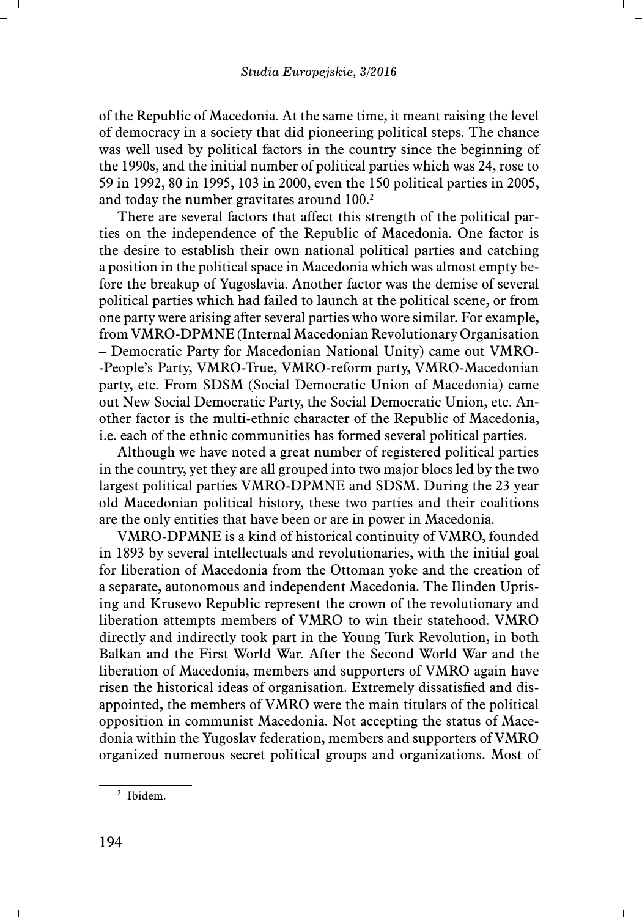of the Republic of Macedonia. At the same time, it meant raising the level of democracy in a society that did pioneering political steps. The chance was well used by political factors in the country since the beginning of the 1990s, and the initial number of political parties which was 24, rose to 59 in 1992, 80 in 1995, 103 in 2000, even the 150 political parties in 2005, and today the number gravitates around 100.[2]

There are several factors that affect this strength of the political parties on the independence of the Republic of Macedonia. One factor is the desire to establish their own national political parties and catching a position in the political space in Macedonia which was almost empty before the breakup of Yugoslavia. Another factor was the demise of several political parties which had failed to launch at the political scene, or from one party were arising after several parties who wore similar. For example, from VMRO-DPMNE (Internal Macedonian Revolutionary Organisation – Democratic Party for Macedonian National Unity) came out VMRO-People's Party, VMRO-True, VMRO-reform party, VMRO-Macedonian party, etc. From SDSM (Social Democratic Union of Macedonia) came out New Social Democratic Party, the Social Democratic Union, etc. Another factor is the multi-ethnic character of the Republic of Macedonia, i.e. each of the ethnic communities has formed several political parties.

Although we have noted a great number of registered political parties in the country, yet they are all grouped into two major blocs led by the two largest political parties VMRO-DPMNE and SDSM. During the 23 year old Macedonian political history, these two parties and their coalitions are the only entities that have been or are in power in Macedonia.

VMRO-DPMNE is a kind of historical continuity of VMRO, founded in 1893 by several intellectuals and revolutionaries, with the initial goal for liberation of Macedonia from the Ottoman yoke and the creation of a separate, autonomous and independent Macedonia. The Ilinden Uprising and Krusevo Republic represent the crown of the revolutionary and liberation attempts members of VMRO to win their statehood. VMRO directly and indirectly took part in the Young Turk Revolution, in both Balkan and the First World War. After the Second World War and the liberation of Macedonia, members and supporters of VMRO again have risen the historical ideas of organisation. Extremely dissatisfied and disappointed, the members of VMRO were the main titulars of the political opposition in communist Macedonia. Not accepting the status of Macedonia within the Yugoslav federation, members and supporters of VMRO organized numerous secret political groups and organizations. Most of

---

[2] Ibidem.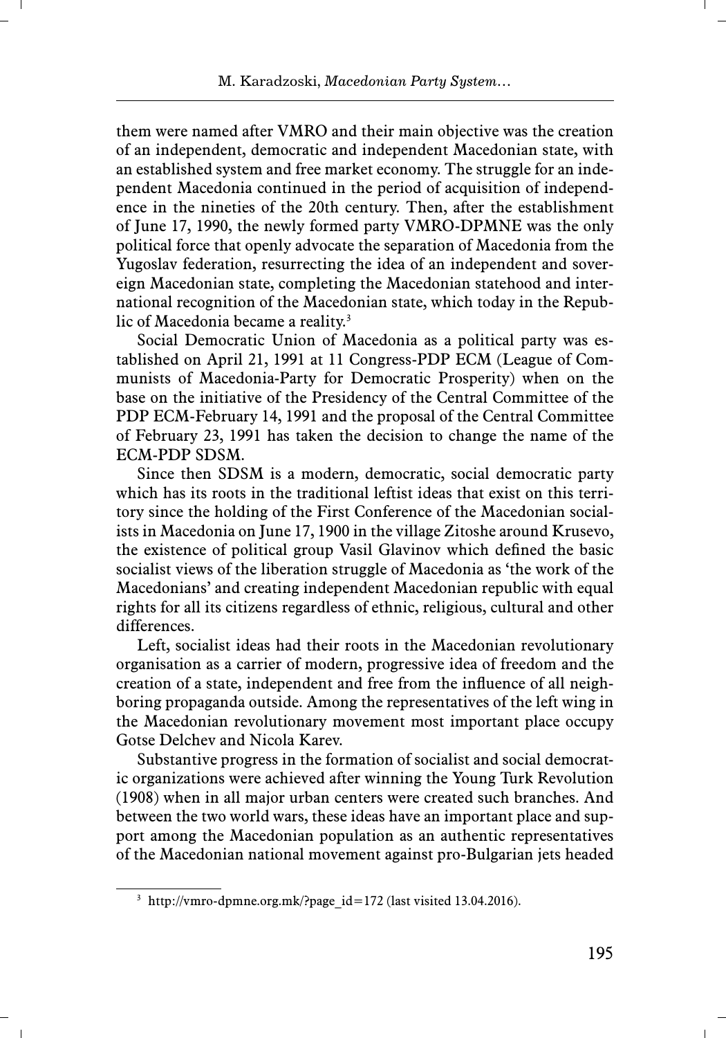them were named after VMRO and their main objective was the creation of an independent, democratic and independent Macedonian state, with an established system and free market economy. The struggle for an independent Macedonia continued in the period of acquisition of independence in the nineties of the 20th century. Then, after the establishment of June 17, 1990, the newly formed party VMRO-DPMNE was the only political force that openly advocate the separation of Macedonia from the Yugoslav federation, resurrecting the idea of an independent and sovereign Macedonian state, completing the Macedonian statehood and international recognition of the Macedonian state, which today in the Republic of Macedonia became a reality.[3]

Social Democratic Union of Macedonia as a political party was established on April 21, 1991 at 11 Congress-PDP ECM (League of Communists of Macedonia-Party for Democratic Prosperity) when on the base on the initiative of the Presidency of the Central Committee of the PDP ECM-February 14, 1991 and the proposal of the Central Committee of February 23, 1991 has taken the decision to change the name of the ECM-PDP SDSM.

Since then SDSM is a modern, democratic, social democratic party which has its roots in the traditional leftist ideas that exist on this territory since the holding of the First Conference of the Macedonian socialists in Macedonia on June 17, 1900 in the village Zitoshe around Krusevo, the existence of political group Vasil Glavinov which defined the basic socialist views of the liberation struggle of Macedonia as 'the work of the Macedonians' and creating independent Macedonian republic with equal rights for all its citizens regardless of ethnic, religious, cultural and other differences.

Left, socialist ideas had their roots in the Macedonian revolutionary organisation as a carrier of modern, progressive idea of freedom and the creation of a state, independent and free from the influence of all neighboring propaganda outside. Among the representatives of the left wing in the Macedonian revolutionary movement most important place occupy Gotse Delchev and Nicola Karev.

Substantive progress in the formation of socialist and social democratic organizations were achieved after winning the Young Turk Revolution (1908) when in all major urban centers were created such branches. And between the two world wars, these ideas have an important place and support among the Macedonian population as an authentic representatives of the Macedonian national movement against pro-Bulgarian jets headed

[3] http://vmro-dpmne.org.mk/?page_id=172 (last visited 13.04.2016).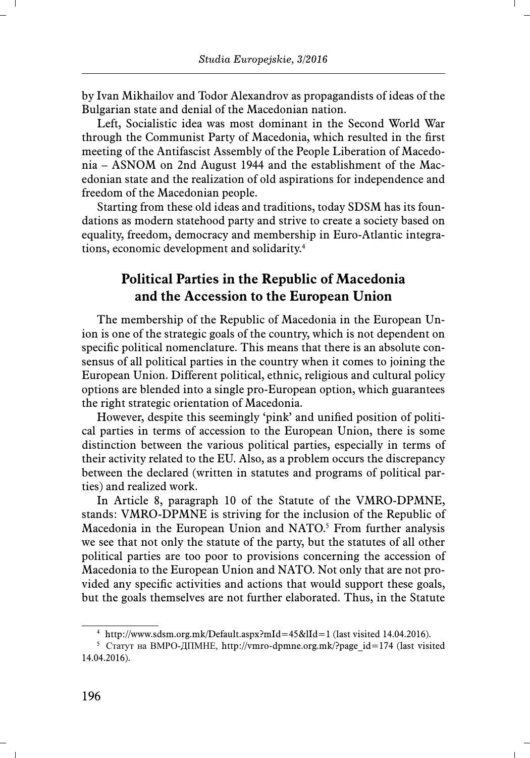by Ivan Mikhailov and Todor Alexandrov as propagandists of ideas of the Bulgarian state and denial of the Macedonian nation.

Left, Socialistic idea was most dominant in the Second World War through the Communist Party of Macedonia, which resulted in the first meeting of the Antifascist Assembly of the People Liberation of Macedonia – ASNOM on 2nd August 1944 and the establishment of the Macedonian state and the realization of old aspirations for independence and freedom of the Macedonian people.

Starting from these old ideas and traditions, today SDSM has its foundations as modern statehood party and strive to create a society based on equality, freedom, democracy and membership in Euro-Atlantic integrations, economic development and solidarity.[4]

## Political Parties in the Republic of Macedonia and the Accession to the European Union

The membership of the Republic of Macedonia in the European Union is one of the strategic goals of the country, which is not dependent on specific political nomenclature. This means that there is an absolute consensus of all political parties in the country when it comes to joining the European Union. Different political, ethnic, religious and cultural policy options are blended into a single pro-European option, which guarantees the right strategic orientation of Macedonia.

However, despite this seemingly 'pink' and unified position of political parties in terms of accession to the European Union, there is some distinction between the various political parties, especially in terms of their activity related to the EU. Also, as a problem occurs the discrepancy between the declared (written in statutes and programs of political parties) and realized work.

In Article 8, paragraph 10 of the Statute of the VMRO-DPMNE, stands: VMRO-DPMNE is striving for the inclusion of the Republic of Macedonia in the European Union and NATO.[5] From further analysis we see that not only the statute of the party, but the statutes of all other political parties are too poor to provisions concerning the accession of Macedonia to the European Union and NATO. Not only that are not provided any specific activities and actions that would support these goals, but the goals themselves are not further elaborated. Thus, in the Statute

[4] http://www.sdsm.org.mk/Default.aspx?mId=45&lId=1 (last visited 14.04.2016).

[5] Статут на ВМРО-ДПМНЕ, http://vmro-dpmne.org.mk/?page_id=174 (last visited 14.04.2016).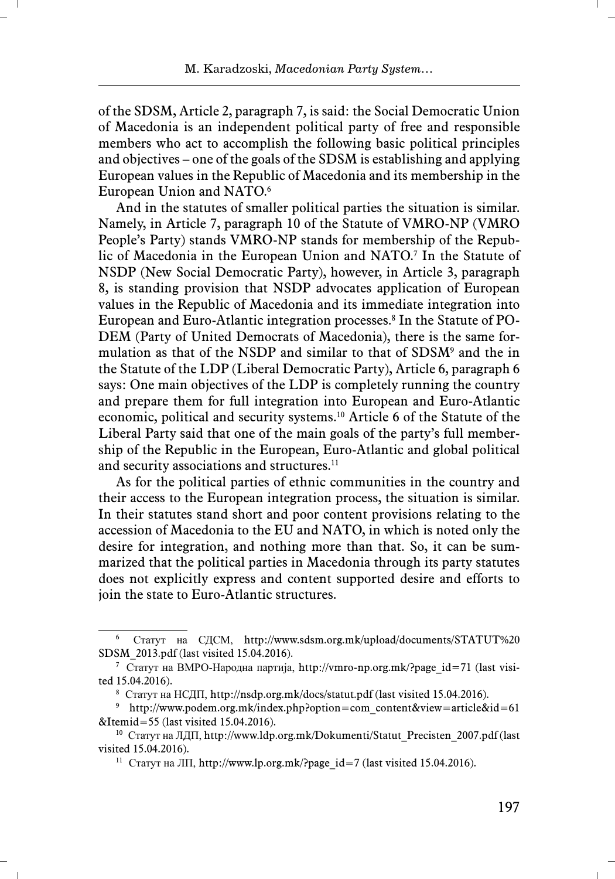of the SDSM, Article 2, paragraph 7, is said: the Social Democratic Union of Macedonia is an independent political party of free and responsible members who act to accomplish the following basic political principles and objectives – one of the goals of the SDSM is establishing and applying European values in the Republic of Macedonia and its membership in the European Union and NATO.[6]

And in the statutes of smaller political parties the situation is similar. Namely, in Article 7, paragraph 10 of the Statute of VMRO-NP (VMRO People's Party) stands VMRO-NP stands for membership of the Republic of Macedonia in the European Union and NATO.[7] In the Statute of NSDP (New Social Democratic Party), however, in Article 3, paragraph 8, is standing provision that NSDP advocates application of European values in the Republic of Macedonia and its immediate integration into European and Euro-Atlantic integration processes.[8] In the Statute of PODEM (Party of United Democrats of Macedonia), there is the same formulation as that of the NSDP and similar to that of SDSM[9] and the in the Statute of the LDP (Liberal Democratic Party), Article 6, paragraph 6 says: One main objectives of the LDP is completely running the country and prepare them for full integration into European and Euro-Atlantic economic, political and security systems.[10] Article 6 of the Statute of the Liberal Party said that one of the main goals of the party's full membership of the Republic in the European, Euro-Atlantic and global political and security associations and structures.[11]

As for the political parties of ethnic communities in the country and their access to the European integration process, the situation is similar. In their statutes stand short and poor content provisions relating to the accession of Macedonia to the EU and NATO, in which is noted only the desire for integration, and nothing more than that. So, it can be summarized that the political parties in Macedonia through its party statutes does not explicitly express and content supported desire and efforts to join the state to Euro-Atlantic structures.

---

[6] Статут на СДСМ, http://www.sdsm.org.mk/upload/documents/STATUT%20SDSM_2013.pdf (last visited 15.04.2016).

[7] Статут на ВМРО-Народна партија, http://vmro-np.org.mk/?page_id=71 (last visited 15.04.2016).

[8] Статут на НСДП, http://nsdp.org.mk/docs/statut.pdf (last visited 15.04.2016).

[9] http://www.podem.org.mk/index.php?option=com_content&view=article&id=61&Itemid=55 (last visited 15.04.2016).

[10] Статут на ЛДП, http://www.ldp.org.mk/Dokumenti/Statut_Precisten_2007.pdf (last visited 15.04.2016).

[11] Статут на ЛП, http://www.lp.org.mk/?page_id=7 (last visited 15.04.2016).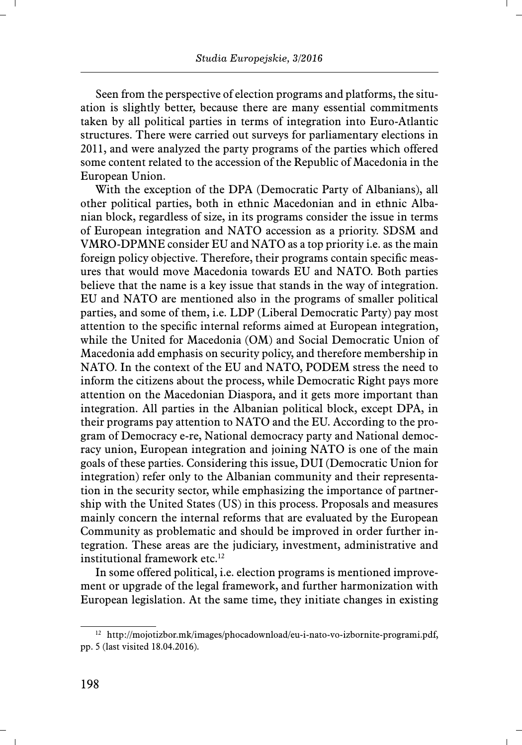Seen from the perspective of election programs and platforms, the situation is slightly better, because there are many essential commitments taken by all political parties in terms of integration into Euro-Atlantic structures. There were carried out surveys for parliamentary elections in 2011, and were analyzed the party programs of the parties which offered some content related to the accession of the Republic of Macedonia in the European Union.

With the exception of the DPA (Democratic Party of Albanians), all other political parties, both in ethnic Macedonian and in ethnic Albanian block, regardless of size, in its programs consider the issue in terms of European integration and NATO accession as a priority. SDSM and VMRO-DPMNE consider EU and NATO as a top priority i.e. as the main foreign policy objective. Therefore, their programs contain specific measures that would move Macedonia towards EU and NATO. Both parties believe that the name is a key issue that stands in the way of integration. EU and NATO are mentioned also in the programs of smaller political parties, and some of them, i.e. LDP (Liberal Democratic Party) pay most attention to the specific internal reforms aimed at European integration, while the United for Macedonia (OM) and Social Democratic Union of Macedonia add emphasis on security policy, and therefore membership in NATO. In the context of the EU and NATO, PODEM stress the need to inform the citizens about the process, while Democratic Right pays more attention on the Macedonian Diaspora, and it gets more important than integration. All parties in the Albanian political block, except DPA, in their programs pay attention to NATO and the EU. According to the program of Democracy e-re, National democracy party and National democracy union, European integration and joining NATO is one of the main goals of these parties. Considering this issue, DUI (Democratic Union for integration) refer only to the Albanian community and their representation in the security sector, while emphasizing the importance of partnership with the United States (US) in this process. Proposals and measures mainly concern the internal reforms that are evaluated by the European Community as problematic and should be improved in order further integration. These areas are the judiciary, investment, administrative and institutional framework etc.[12]

In some offered political, i.e. election programs is mentioned improvement or upgrade of the legal framework, and further harmonization with European legislation. At the same time, they initiate changes in existing

[12] http://mojotizbor.mk/images/phocadownload/eu-i-nato-vo-izbornite-programi.pdf, pp. 5 (last visited 18.04.2016).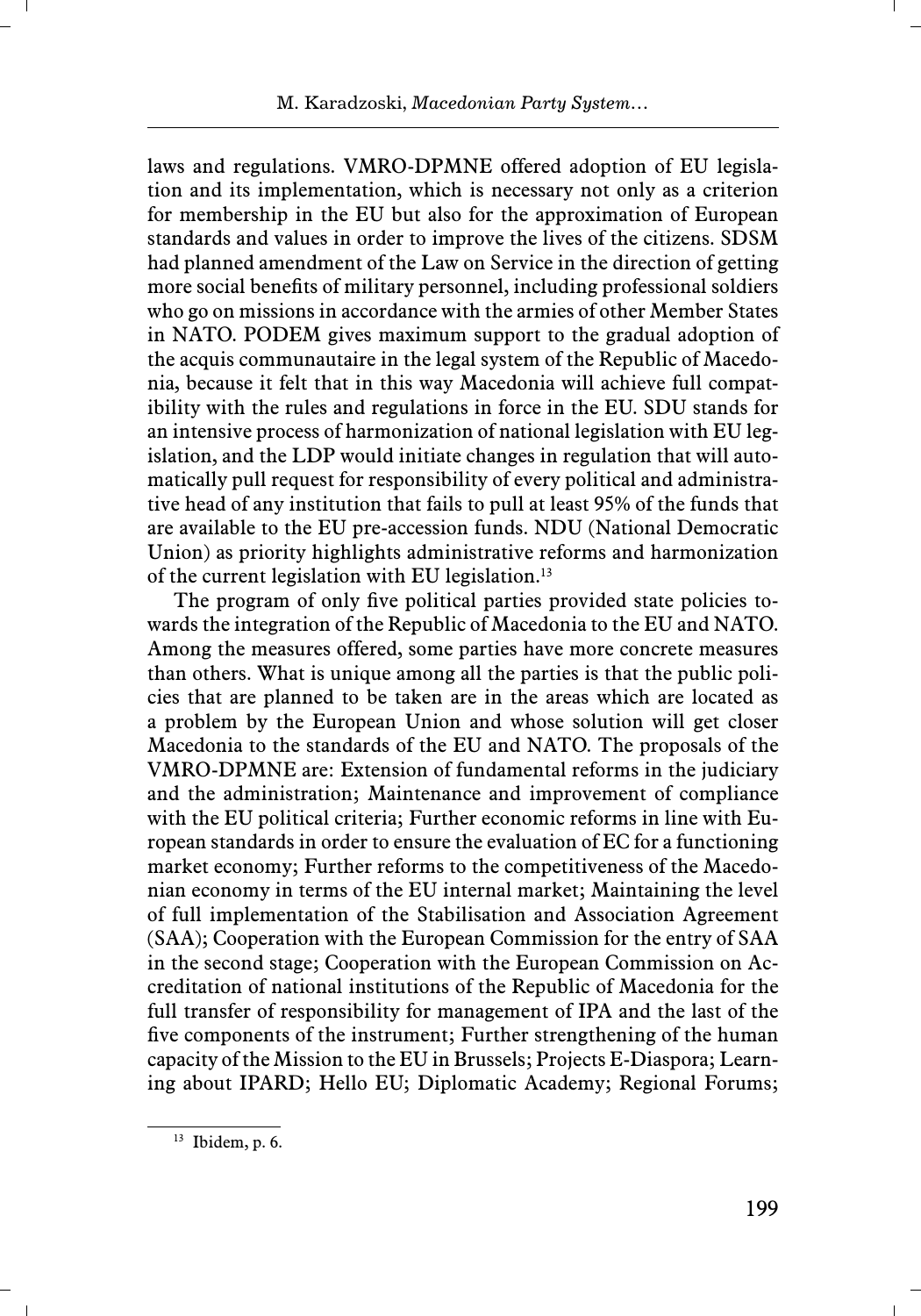laws and regulations. VMRO-DPMNE offered adoption of EU legislation and its implementation, which is necessary not only as a criterion for membership in the EU but also for the approximation of European standards and values in order to improve the lives of the citizens. SDSM had planned amendment of the Law on Service in the direction of getting more social benefits of military personnel, including professional soldiers who go on missions in accordance with the armies of other Member States in NATO. PODEM gives maximum support to the gradual adoption of the acquis communautaire in the legal system of the Republic of Macedonia, because it felt that in this way Macedonia will achieve full compatibility with the rules and regulations in force in the EU. SDU stands for an intensive process of harmonization of national legislation with EU legislation, and the LDP would initiate changes in regulation that will automatically pull request for responsibility of every political and administrative head of any institution that fails to pull at least 95% of the funds that are available to the EU pre-accession funds. NDU (National Democratic Union) as priority highlights administrative reforms and harmonization of the current legislation with EU legislation.[13]

The program of only five political parties provided state policies towards the integration of the Republic of Macedonia to the EU and NATO. Among the measures offered, some parties have more concrete measures than others. What is unique among all the parties is that the public policies that are planned to be taken are in the areas which are located as a problem by the European Union and whose solution will get closer Macedonia to the standards of the EU and NATO. The proposals of the VMRO-DPMNE are: Extension of fundamental reforms in the judiciary and the administration; Maintenance and improvement of compliance with the EU political criteria; Further economic reforms in line with European standards in order to ensure the evaluation of EC for a functioning market economy; Further reforms to the competitiveness of the Macedonian economy in terms of the EU internal market; Maintaining the level of full implementation of the Stabilisation and Association Agreement (SAA); Cooperation with the European Commission for the entry of SAA in the second stage; Cooperation with the European Commission on Accreditation of national institutions of the Republic of Macedonia for the full transfer of responsibility for management of IPA and the last of the five components of the instrument; Further strengthening of the human capacity of the Mission to the EU in Brussels; Projects E-Diaspora; Learning about IPARD; Hello EU; Diplomatic Academy; Regional Forums;

[13] Ibidem, p. 6.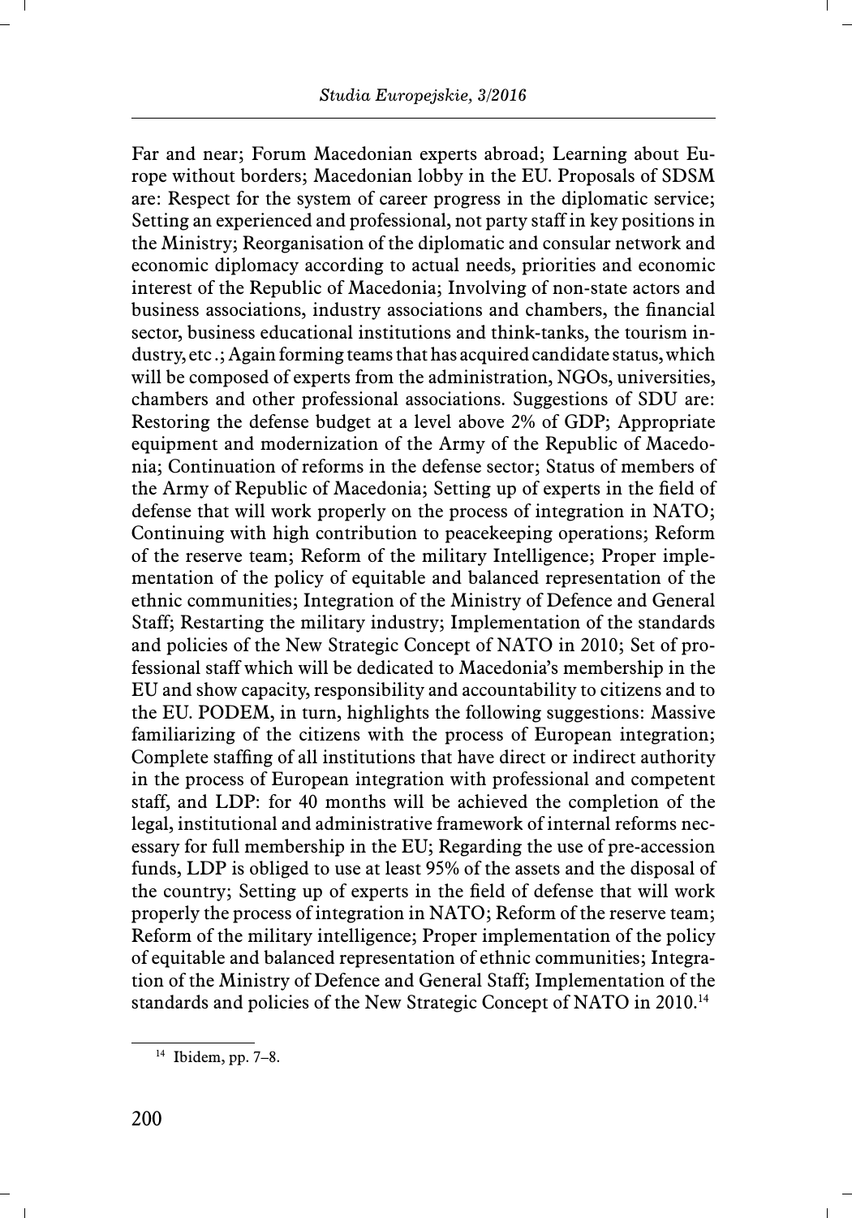Far and near; Forum Macedonian experts abroad; Learning about Europe without borders; Macedonian lobby in the EU. Proposals of SDSM are: Respect for the system of career progress in the diplomatic service; Setting an experienced and professional, not party staff in key positions in the Ministry; Reorganisation of the diplomatic and consular network and economic diplomacy according to actual needs, priorities and economic interest of the Republic of Macedonia; Involving of non-state actors and business associations, industry associations and chambers, the financial sector, business educational institutions and think-tanks, the tourism industry, etc .; Again forming teams that has acquired candidate status, which will be composed of experts from the administration, NGOs, universities, chambers and other professional associations. Suggestions of SDU are: Restoring the defense budget at a level above 2% of GDP; Appropriate equipment and modernization of the Army of the Republic of Macedonia; Continuation of reforms in the defense sector; Status of members of the Army of Republic of Macedonia; Setting up of experts in the field of defense that will work properly on the process of integration in NATO; Continuing with high contribution to peacekeeping operations; Reform of the reserve team; Reform of the military Intelligence; Proper implementation of the policy of equitable and balanced representation of the ethnic communities; Integration of the Ministry of Defence and General Staff; Restarting the military industry; Implementation of the standards and policies of the New Strategic Concept of NATO in 2010; Set of professional staff which will be dedicated to Macedonia's membership in the EU and show capacity, responsibility and accountability to citizens and to the EU. PODEM, in turn, highlights the following suggestions: Massive familiarizing of the citizens with the process of European integration; Complete staffing of all institutions that have direct or indirect authority in the process of European integration with professional and competent staff, and LDP: for 40 months will be achieved the completion of the legal, institutional and administrative framework of internal reforms necessary for full membership in the EU; Regarding the use of pre-accession funds, LDP is obliged to use at least 95% of the assets and the disposal of the country; Setting up of experts in the field of defense that will work properly the process of integration in NATO; Reform of the reserve team; Reform of the military intelligence; Proper implementation of the policy of equitable and balanced representation of ethnic communities; Integration of the Ministry of Defence and General Staff; Implementation of the standards and policies of the New Strategic Concept of NATO in 2010.[14]

[14] Ibidem, pp. 7–8.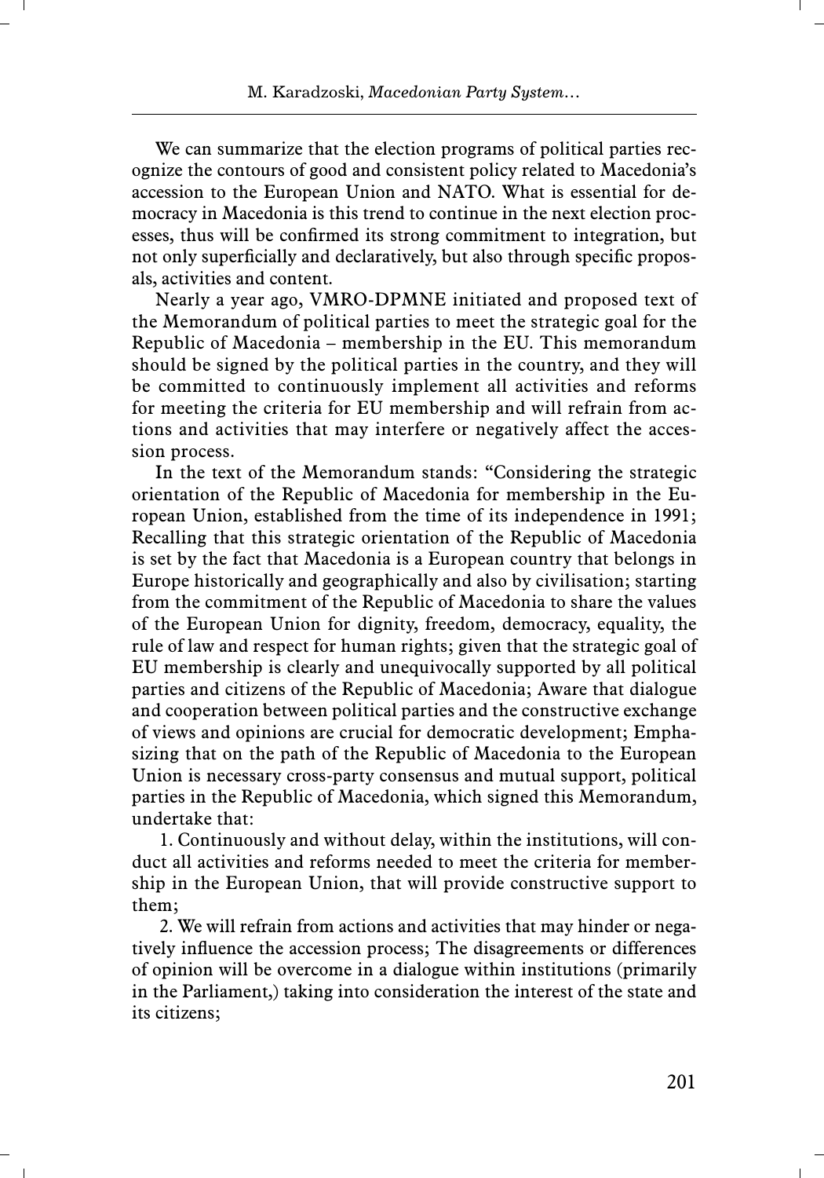We can summarize that the election programs of political parties recognize the contours of good and consistent policy related to Macedonia's accession to the European Union and NATO. What is essential for democracy in Macedonia is this trend to continue in the next election processes, thus will be confirmed its strong commitment to integration, but not only superficially and declaratively, but also through specific proposals, activities and content.

Nearly a year ago, VMRO-DPMNE initiated and proposed text of the Memorandum of political parties to meet the strategic goal for the Republic of Macedonia – membership in the EU. This memorandum should be signed by the political parties in the country, and they will be committed to continuously implement all activities and reforms for meeting the criteria for EU membership and will refrain from actions and activities that may interfere or negatively affect the accession process.

In the text of the Memorandum stands: "Considering the strategic orientation of the Republic of Macedonia for membership in the European Union, established from the time of its independence in 1991; Recalling that this strategic orientation of the Republic of Macedonia is set by the fact that Macedonia is a European country that belongs in Europe historically and geographically and also by civilisation; starting from the commitment of the Republic of Macedonia to share the values of the European Union for dignity, freedom, democracy, equality, the rule of law and respect for human rights; given that the strategic goal of EU membership is clearly and unequivocally supported by all political parties and citizens of the Republic of Macedonia; Aware that dialogue and cooperation between political parties and the constructive exchange of views and opinions are crucial for democratic development; Emphasizing that on the path of the Republic of Macedonia to the European Union is necessary cross-party consensus and mutual support, political parties in the Republic of Macedonia, which signed this Memorandum, undertake that:

1. Continuously and without delay, within the institutions, will conduct all activities and reforms needed to meet the criteria for membership in the European Union, that will provide constructive support to them;

2. We will refrain from actions and activities that may hinder or negatively influence the accession process; The disagreements or differences of opinion will be overcome in a dialogue within institutions (primarily in the Parliament,) taking into consideration the interest of the state and its citizens;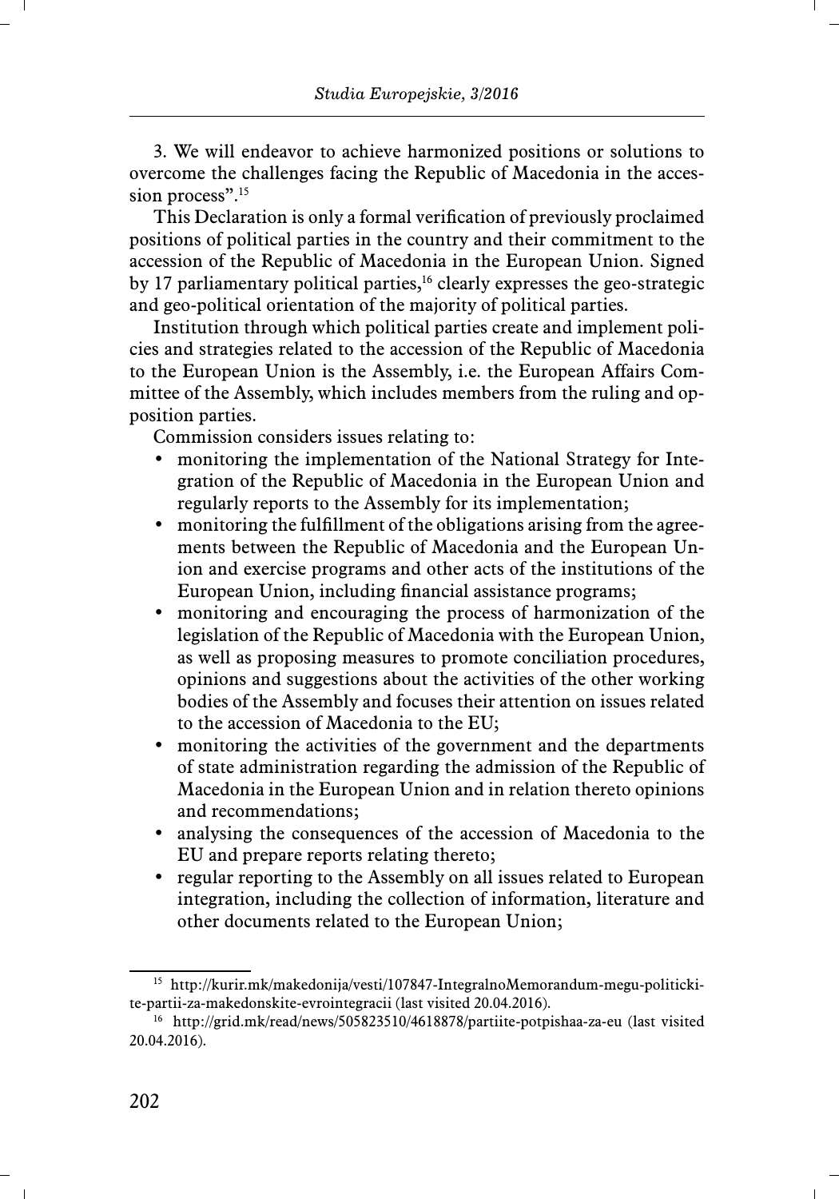3. We will endeavor to achieve harmonized positions or solutions to overcome the challenges facing the Republic of Macedonia in the accession process".[15]

This Declaration is only a formal verification of previously proclaimed positions of political parties in the country and their commitment to the accession of the Republic of Macedonia in the European Union. Signed by 17 parliamentary political parties,[16] clearly expresses the geo-strategic and geo-political orientation of the majority of political parties.

Institution through which political parties create and implement policies and strategies related to the accession of the Republic of Macedonia to the European Union is the Assembly, i.e. the European Affairs Committee of the Assembly, which includes members from the ruling and opposition parties.

Commission considers issues relating to:

- monitoring the implementation of the National Strategy for Integration of the Republic of Macedonia in the European Union and regularly reports to the Assembly for its implementation;
- monitoring the fulfillment of the obligations arising from the agreements between the Republic of Macedonia and the European Union and exercise programs and other acts of the institutions of the European Union, including financial assistance programs;
- monitoring and encouraging the process of harmonization of the legislation of the Republic of Macedonia with the European Union, as well as proposing measures to promote conciliation procedures, opinions and suggestions about the activities of the other working bodies of the Assembly and focuses their attention on issues related to the accession of Macedonia to the EU;
- monitoring the activities of the government and the departments of state administration regarding the admission of the Republic of Macedonia in the European Union and in relation thereto opinions and recommendations;
- analysing the consequences of the accession of Macedonia to the EU and prepare reports relating thereto;
- regular reporting to the Assembly on all issues related to European integration, including the collection of information, literature and other documents related to the European Union;

---

[15] http://kurir.mk/makedonija/vesti/107847-IntegralnoMemorandum-megu-politickite-partii-za-makedonskite-evrointegracii (last visited 20.04.2016).

[16] http://grid.mk/read/news/505823510/4618878/partiite-potpishaa-za-eu (last visited 20.04.2016).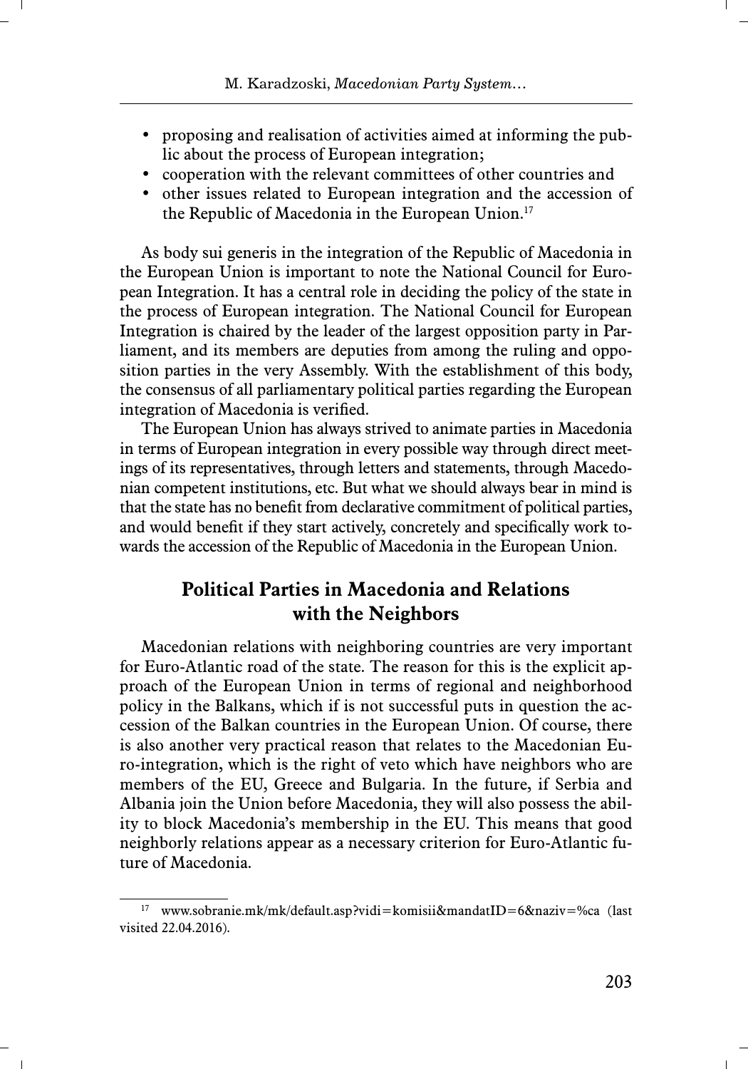- proposing and realisation of activities aimed at informing the public about the process of European integration;
- cooperation with the relevant committees of other countries and
- other issues related to European integration and the accession of the Republic of Macedonia in the European Union.[17]

As body sui generis in the integration of the Republic of Macedonia in the European Union is important to note the National Council for European Integration. It has a central role in deciding the policy of the state in the process of European integration. The National Council for European Integration is chaired by the leader of the largest opposition party in Parliament, and its members are deputies from among the ruling and opposition parties in the very Assembly. With the establishment of this body, the consensus of all parliamentary political parties regarding the European integration of Macedonia is verified.

The European Union has always strived to animate parties in Macedonia in terms of European integration in every possible way through direct meetings of its representatives, through letters and statements, through Macedonian competent institutions, etc. But what we should always bear in mind is that the state has no benefit from declarative commitment of political parties, and would benefit if they start actively, concretely and specifically work towards the accession of the Republic of Macedonia in the European Union.

## Political Parties in Macedonia and Relations with the Neighbors

Macedonian relations with neighboring countries are very important for Euro-Atlantic road of the state. The reason for this is the explicit approach of the European Union in terms of regional and neighborhood policy in the Balkans, which if is not successful puts in question the accession of the Balkan countries in the European Union. Of course, there is also another very practical reason that relates to the Macedonian Euro-integration, which is the right of veto which have neighbors who are members of the EU, Greece and Bulgaria. In the future, if Serbia and Albania join the Union before Macedonia, they will also possess the ability to block Macedonia's membership in the EU. This means that good neighborly relations appear as a necessary criterion for Euro-Atlantic future of Macedonia.

---

[17] www.sobranie.mk/mk/default.asp?vidi=komisii&mandatID=6&naziv=%ca (last visited 22.04.2016).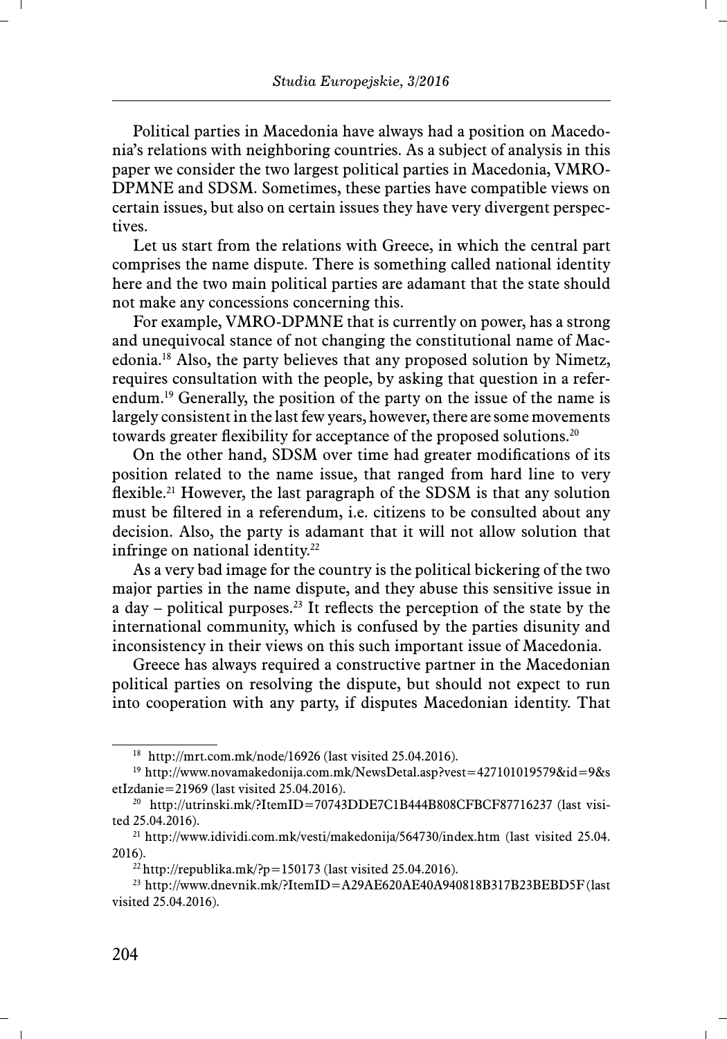Political parties in Macedonia have always had a position on Macedonia's relations with neighboring countries. As a subject of analysis in this paper we consider the two largest political parties in Macedonia, VMRO-DPMNE and SDSM. Sometimes, these parties have compatible views on certain issues, but also on certain issues they have very divergent perspectives.

Let us start from the relations with Greece, in which the central part comprises the name dispute. There is something called national identity here and the two main political parties are adamant that the state should not make any concessions concerning this.

For example, VMRO-DPMNE that is currently on power, has a strong and unequivocal stance of not changing the constitutional name of Macedonia.[18] Also, the party believes that any proposed solution by Nimetz, requires consultation with the people, by asking that question in a referendum.[19] Generally, the position of the party on the issue of the name is largely consistent in the last few years, however, there are some movements towards greater flexibility for acceptance of the proposed solutions.[20]

On the other hand, SDSM over time had greater modifications of its position related to the name issue, that ranged from hard line to very flexible.[21] However, the last paragraph of the SDSM is that any solution must be filtered in a referendum, i.e. citizens to be consulted about any decision. Also, the party is adamant that it will not allow solution that infringe on national identity.[22]

As a very bad image for the country is the political bickering of the two major parties in the name dispute, and they abuse this sensitive issue in a day – political purposes.[23] It reflects the perception of the state by the international community, which is confused by the parties disunity and inconsistency in their views on this such important issue of Macedonia.

Greece has always required a constructive partner in the Macedonian political parties on resolving the dispute, but should not expect to run into cooperation with any party, if disputes Macedonian identity. That

---

[18] http://mrt.com.mk/node/16926 (last visited 25.04.2016).

[19] http://www.novamakedonija.com.mk/NewsDetal.asp?vest=427101019579&id=9&setIzdanie=21969 (last visited 25.04.2016).

[20] http://utrinski.mk/?ItemID=70743DDE7C1B444B808CFBCF87716237 (last visited 25.04.2016).

[21] http://www.idividi.com.mk/vesti/makedonija/564730/index.htm (last visited 25.04.2016).

[22] http://republika.mk/?p=150173 (last visited 25.04.2016).

[23] http://www.dnevnik.mk/?ItemID=A29AE620AE40A940818B317B23BEBD5F (last visited 25.04.2016).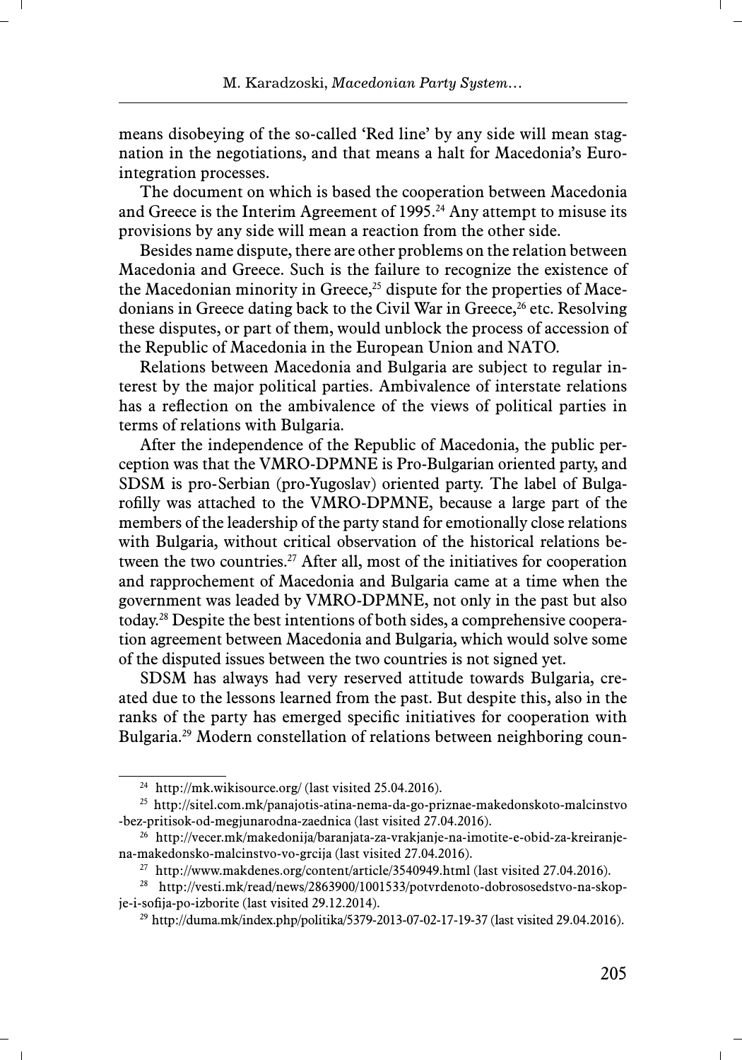means disobeying of the so-called 'Red line' by any side will mean stagnation in the negotiations, and that means a halt for Macedonia's Euro-integration processes.

The document on which is based the cooperation between Macedonia and Greece is the Interim Agreement of 1995.[24] Any attempt to misuse its provisions by any side will mean a reaction from the other side.

Besides name dispute, there are other problems on the relation between Macedonia and Greece. Such is the failure to recognize the existence of the Macedonian minority in Greece,[25] dispute for the properties of Macedonians in Greece dating back to the Civil War in Greece,[26] etc. Resolving these disputes, or part of them, would unblock the process of accession of the Republic of Macedonia in the European Union and NATO.

Relations between Macedonia and Bulgaria are subject to regular interest by the major political parties. Ambivalence of interstate relations has a reflection on the ambivalence of the views of political parties in terms of relations with Bulgaria.

After the independence of the Republic of Macedonia, the public perception was that the VMRO-DPMNE is Pro-Bulgarian oriented party, and SDSM is pro-Serbian (pro-Yugoslav) oriented party. The label of Bulgarofilly was attached to the VMRO-DPMNE, because a large part of the members of the leadership of the party stand for emotionally close relations with Bulgaria, without critical observation of the historical relations between the two countries.[27] After all, most of the initiatives for cooperation and rapprochement of Macedonia and Bulgaria came at a time when the government was leaded by VMRO-DPMNE, not only in the past but also today.[28] Despite the best intentions of both sides, a comprehensive cooperation agreement between Macedonia and Bulgaria, which would solve some of the disputed issues between the two countries is not signed yet.

SDSM has always had very reserved attitude towards Bulgaria, created due to the lessons learned from the past. But despite this, also in the ranks of the party has emerged specific initiatives for cooperation with Bulgaria.[29] Modern constellation of relations between neighboring coun-

---

[24] http://mk.wikisource.org/ (last visited 25.04.2016).

[25] http://sitel.com.mk/panajotis-atina-nema-da-go-priznae-makedonskoto-malcinstvo-bez-pritisok-od-megjunarodna-zaednica (last visited 27.04.2016).

[26] http://vecer.mk/makedonija/baranjata-za-vrakjanje-na-imotite-e-obid-za-kreiranje-na-makedonsko-malcinstvo-vo-grcija (last visited 27.04.2016).

[27] http://www.makdenes.org/content/article/3540949.html (last visited 27.04.2016).

[28] http://vesti.mk/read/news/2863900/1001533/potvrdenoto-dobrososedstvo-na-skopje-i-sofija-po-izborite (last visited 29.12.2014).

[29] http://duma.mk/index.php/politika/5379-2013-07-02-17-19-37 (last visited 29.04.2016).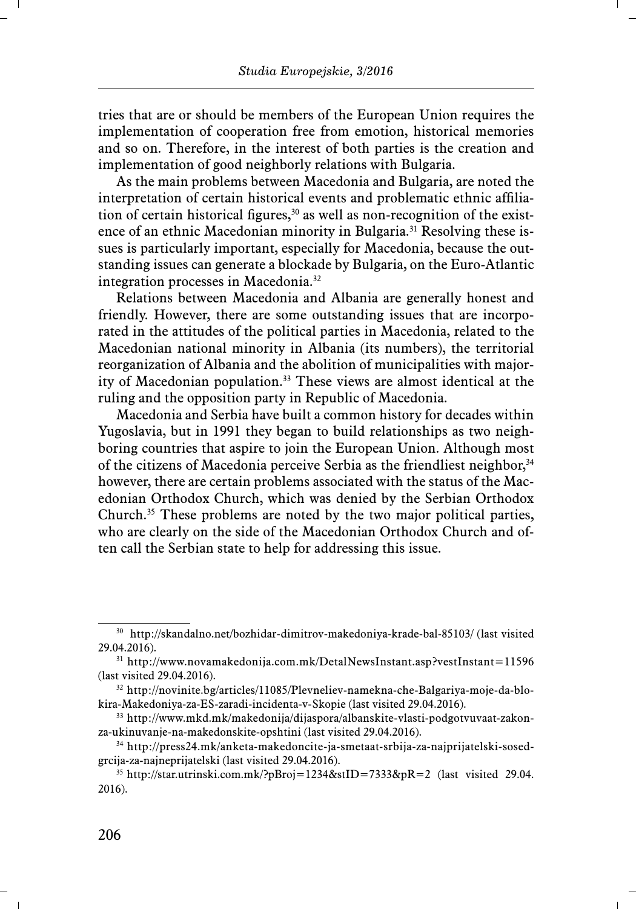tries that are or should be members of the European Union requires the implementation of cooperation free from emotion, historical memories and so on. Therefore, in the interest of both parties is the creation and implementation of good neighborly relations with Bulgaria.

As the main problems between Macedonia and Bulgaria, are noted the interpretation of certain historical events and problematic ethnic affiliation of certain historical figures,[30] as well as non-recognition of the existence of an ethnic Macedonian minority in Bulgaria.[31] Resolving these issues is particularly important, especially for Macedonia, because the outstanding issues can generate a blockade by Bulgaria, on the Euro-Atlantic integration processes in Macedonia.[32]

Relations between Macedonia and Albania are generally honest and friendly. However, there are some outstanding issues that are incorporated in the attitudes of the political parties in Macedonia, related to the Macedonian national minority in Albania (its numbers), the territorial reorganization of Albania and the abolition of municipalities with majority of Macedonian population.[33] These views are almost identical at the ruling and the opposition party in Republic of Macedonia.

Macedonia and Serbia have built a common history for decades within Yugoslavia, but in 1991 they began to build relationships as two neighboring countries that aspire to join the European Union. Although most of the citizens of Macedonia perceive Serbia as the friendliest neighbor,[34] however, there are certain problems associated with the status of the Macedonian Orthodox Church, which was denied by the Serbian Orthodox Church.[35] These problems are noted by the two major political parties, who are clearly on the side of the Macedonian Orthodox Church and often call the Serbian state to help for addressing this issue.

---

[30] http://skandalno.net/bozhidar-dimitrov-makedoniya-krade-bal-85103/ (last visited 29.04.2016).

[31] http://www.novamakedonija.com.mk/DetalNewsInstant.asp?vestInstant=11596 (last visited 29.04.2016).

[32] http://novinite.bg/articles/11085/Plevneliev-namekna-che-Balgariya-moje-da-blokira-Makedoniya-za-ES-zaradi-incidenta-v-Skopie (last visited 29.04.2016).

[33] http://www.mkd.mk/makedonija/dijaspora/albanskite-vlasti-podgotvuvaat-zakon-za-ukinuvanje-na-makedonskite-opshtini (last visited 29.04.2016).

[34] http://press24.mk/anketa-makedoncite-ja-smetaat-srbija-za-najprijatelski-sosed-grcija-za-najneprijatelski (last visited 29.04.2016).

[35] http://star.utrinski.com.mk/?pBroj=1234&stID=7333&pR=2 (last visited 29.04.2016).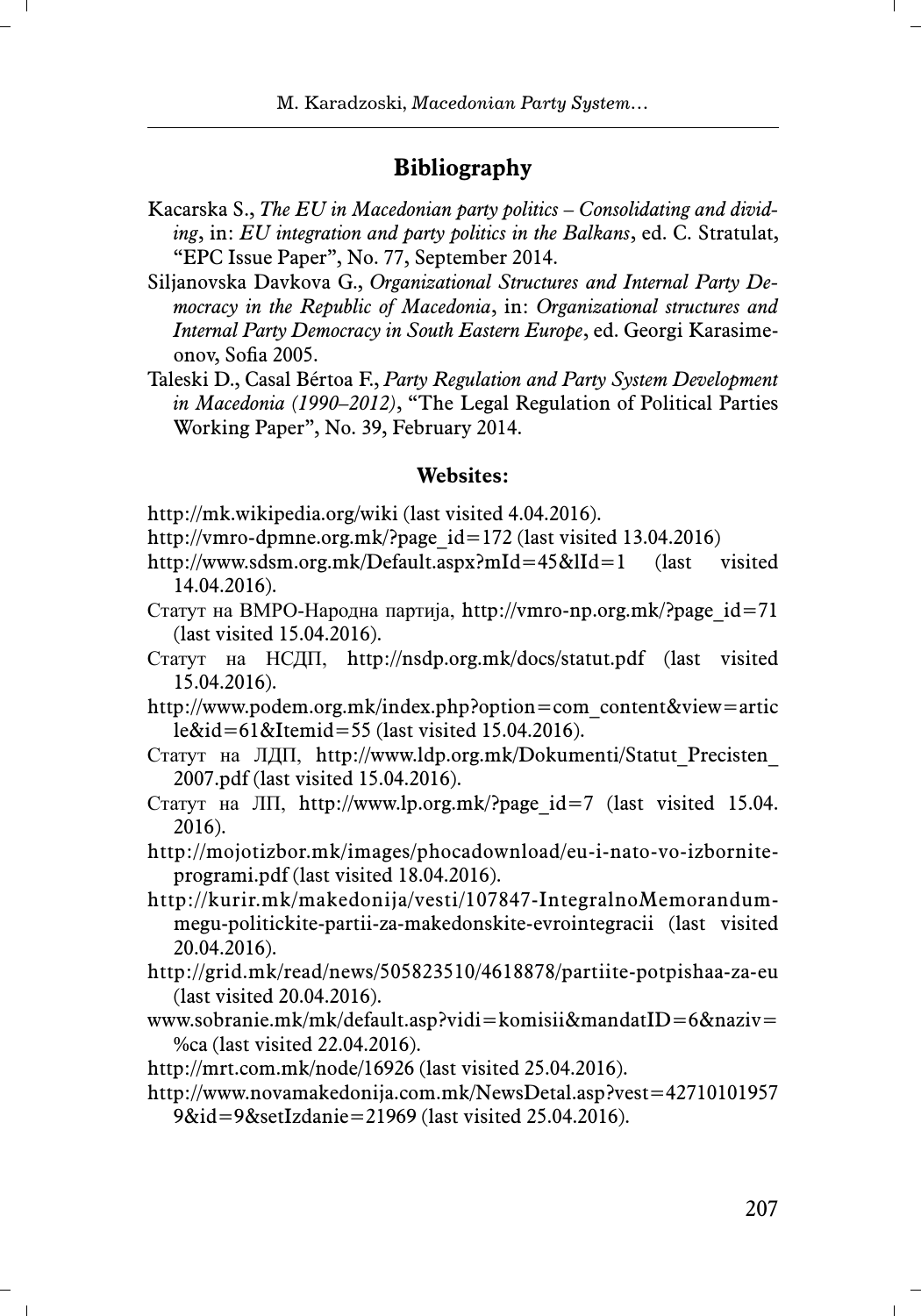## Bibliography

Kacarska S., *The EU in Macedonian party politics – Consolidating and dividing*, in: *EU integration and party politics in the Balkans*, ed. C. Stratulat, "EPC Issue Paper", No. 77, September 2014.

Siljanovska Davkova G., *Organizational Structures and Internal Party Democracy in the Republic of Macedonia*, in: *Organizational structures and Internal Party Democracy in South Eastern Europe*, ed. Georgi Karasimeonov, Sofia 2005.

Taleski D., Casal Bértoa F., *Party Regulation and Party System Development in Macedonia (1990–2012)*, "The Legal Regulation of Political Parties Working Paper", No. 39, February 2014.

### Websites:

http://mk.wikipedia.org/wiki (last visited 4.04.2016).

http://vmro-dpmne.org.mk/?page_id=172 (last visited 13.04.2016)

http://www.sdsm.org.mk/Default.aspx?mId=45&lId=1 (last visited 14.04.2016).

Статут на ВМРО-Народна партија, http://vmro-np.org.mk/?page_id=71 (last visited 15.04.2016).

Статут на НСДП, http://nsdp.org.mk/docs/statut.pdf (last visited 15.04.2016).

http://www.podem.org.mk/index.php?option=com_content&view=article&id=61&Itemid=55 (last visited 15.04.2016).

Статут на ЛДП, http://www.ldp.org.mk/Dokumenti/Statut_Precisten_2007.pdf (last visited 15.04.2016).

Статут на ЛП, http://www.lp.org.mk/?page_id=7 (last visited 15.04.2016).

http://mojotizbor.mk/images/phocadownload/eu-i-nato-vo-izbornite-programi.pdf (last visited 18.04.2016).

http://kurir.mk/makedonija/vesti/107847-IntegralnoMemorandum-megu-politickite-partii-za-makedonskite-evrointegracii (last visited 20.04.2016).

http://grid.mk/read/news/505823510/4618878/partiite-potpishaa-za-eu (last visited 20.04.2016).

www.sobranie.mk/mk/default.asp?vidi=komisii&mandatID=6&naziv=%ca (last visited 22.04.2016).

http://mrt.com.mk/node/16926 (last visited 25.04.2016).

http://www.novamakedonija.com.mk/NewsDetal.asp?vest=427101019579&id=9&setIzdanie=21969 (last visited 25.04.2016).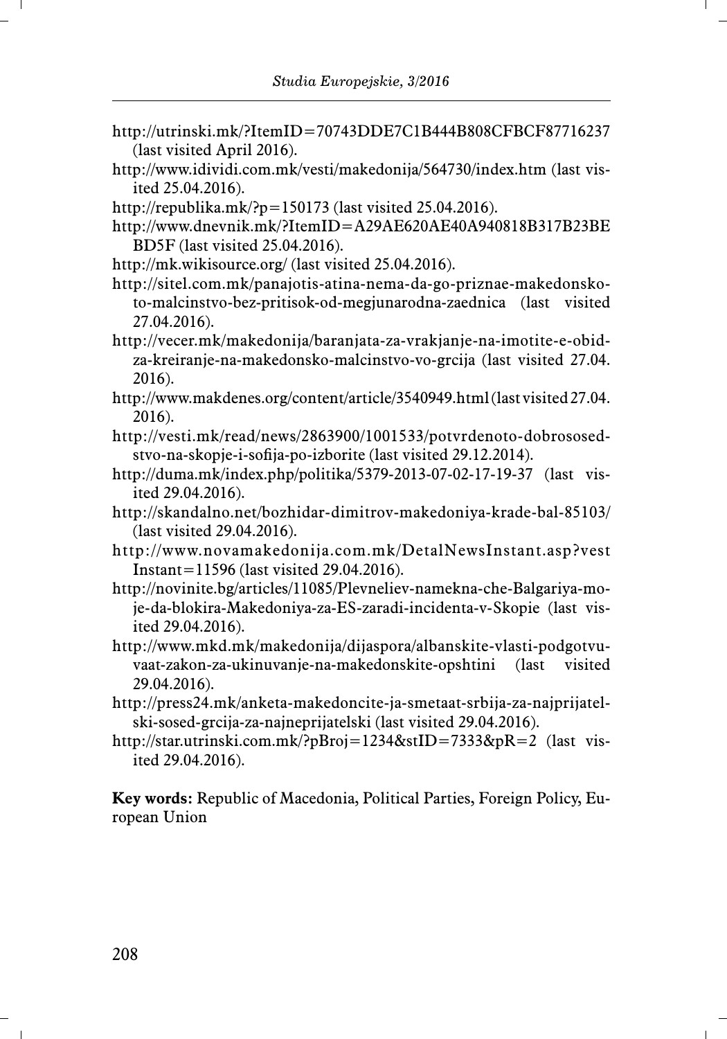http://utrinski.mk/?ItemID=70743DDE7C1B444B808CFBCF87716237 (last visited April 2016).

http://www.idividi.com.mk/vesti/makedonija/564730/index.htm (last visited 25.04.2016).

http://republika.mk/?p=150173 (last visited 25.04.2016).

http://www.dnevnik.mk/?ItemID=A29AE620AE40A940818B317B23BEBD5F (last visited 25.04.2016).

http://mk.wikisource.org/ (last visited 25.04.2016).

http://sitel.com.mk/panajotis-atina-nema-da-go-priznae-makedonskoto-malcinstvo-bez-pritisok-od-megjunarodna-zaednica (last visited 27.04.2016).

http://vecer.mk/makedonija/baranjata-za-vrakjanje-na-imotite-e-obid-za-kreiranje-na-makedonsko-malcinstvo-vo-grcija (last visited 27.04.2016).

http://www.makdenes.org/content/article/3540949.html (last visited 27.04.2016).

http://vesti.mk/read/news/2863900/1001533/potvrdenoto-dobrososedstvo-na-skopje-i-sofija-po-izborite (last visited 29.12.2014).

http://duma.mk/index.php/politika/5379-2013-07-02-17-19-37 (last visited 29.04.2016).

http://skandalno.net/bozhidar-dimitrov-makedoniya-krade-bal-85103/ (last visited 29.04.2016).

http://www.novamakedonija.com.mk/DetalNewsInstant.asp?vestInstant=11596 (last visited 29.04.2016).

http://novinite.bg/articles/11085/Plevneliev-namekna-che-Balgariya-moje-da-blokira-Makedoniya-za-ES-zaradi-incidenta-v-Skopie (last visited 29.04.2016).

http://www.mkd.mk/makedonija/dijaspora/albanskite-vlasti-podgotvuvaat-zakon-za-ukinuvanje-na-makedonskite-opshtini (last visited 29.04.2016).

http://press24.mk/anketa-makedoncite-ja-smetaat-srbija-za-najprijatelski-sosed-grcija-za-najneprijatelski (last visited 29.04.2016).

http://star.utrinski.com.mk/?pBroj=1234&stID=7333&pR=2 (last visited 29.04.2016).

**Key words:** Republic of Macedonia, Political Parties, Foreign Policy, European Union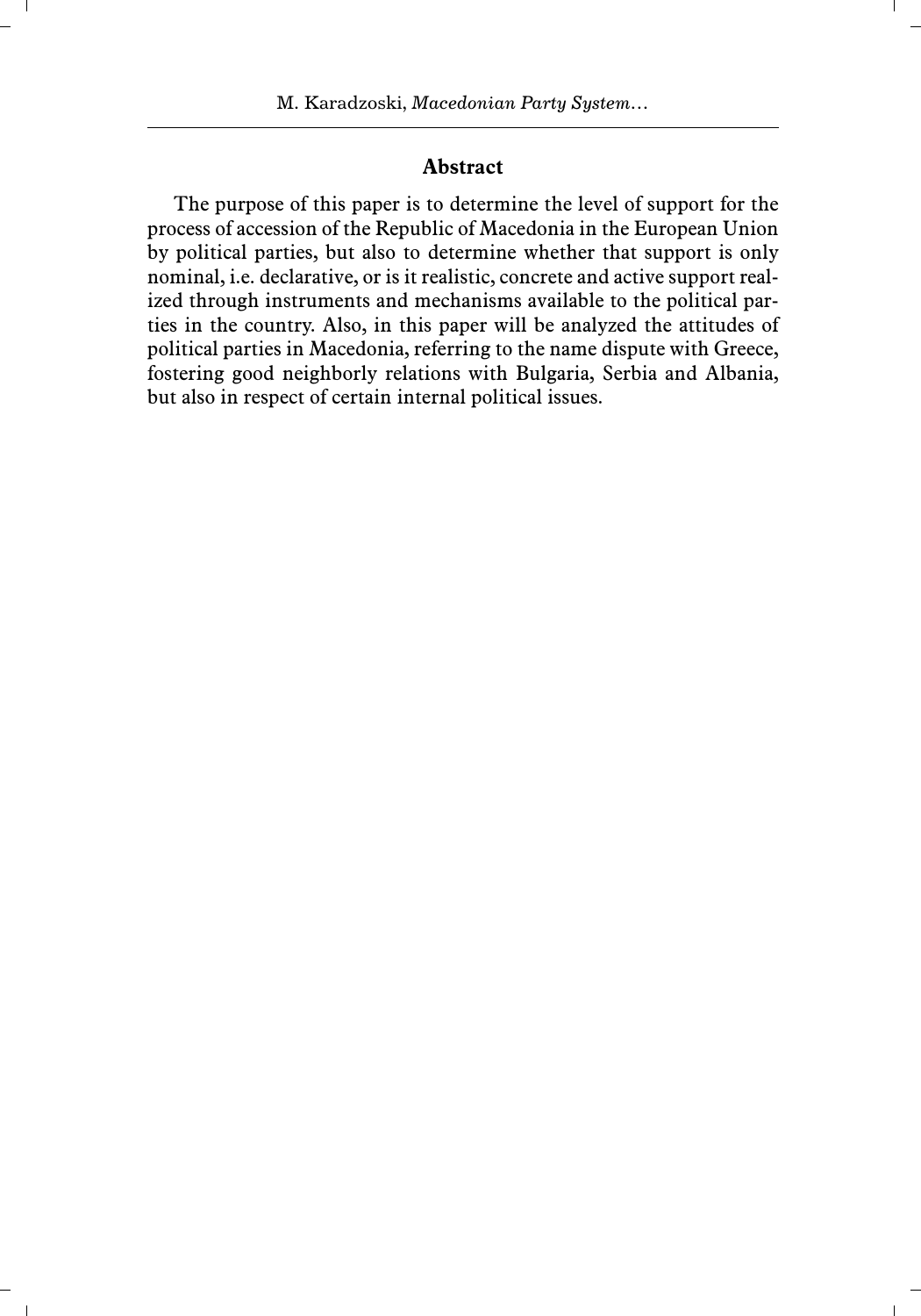## Abstract

The purpose of this paper is to determine the level of support for the process of accession of the Republic of Macedonia in the European Union by political parties, but also to determine whether that support is only nominal, i.e. declarative, or is it realistic, concrete and active support realized through instruments and mechanisms available to the political parties in the country. Also, in this paper will be analyzed the attitudes of political parties in Macedonia, referring to the name dispute with Greece, fostering good neighborly relations with Bulgaria, Serbia and Albania, but also in respect of certain internal political issues.